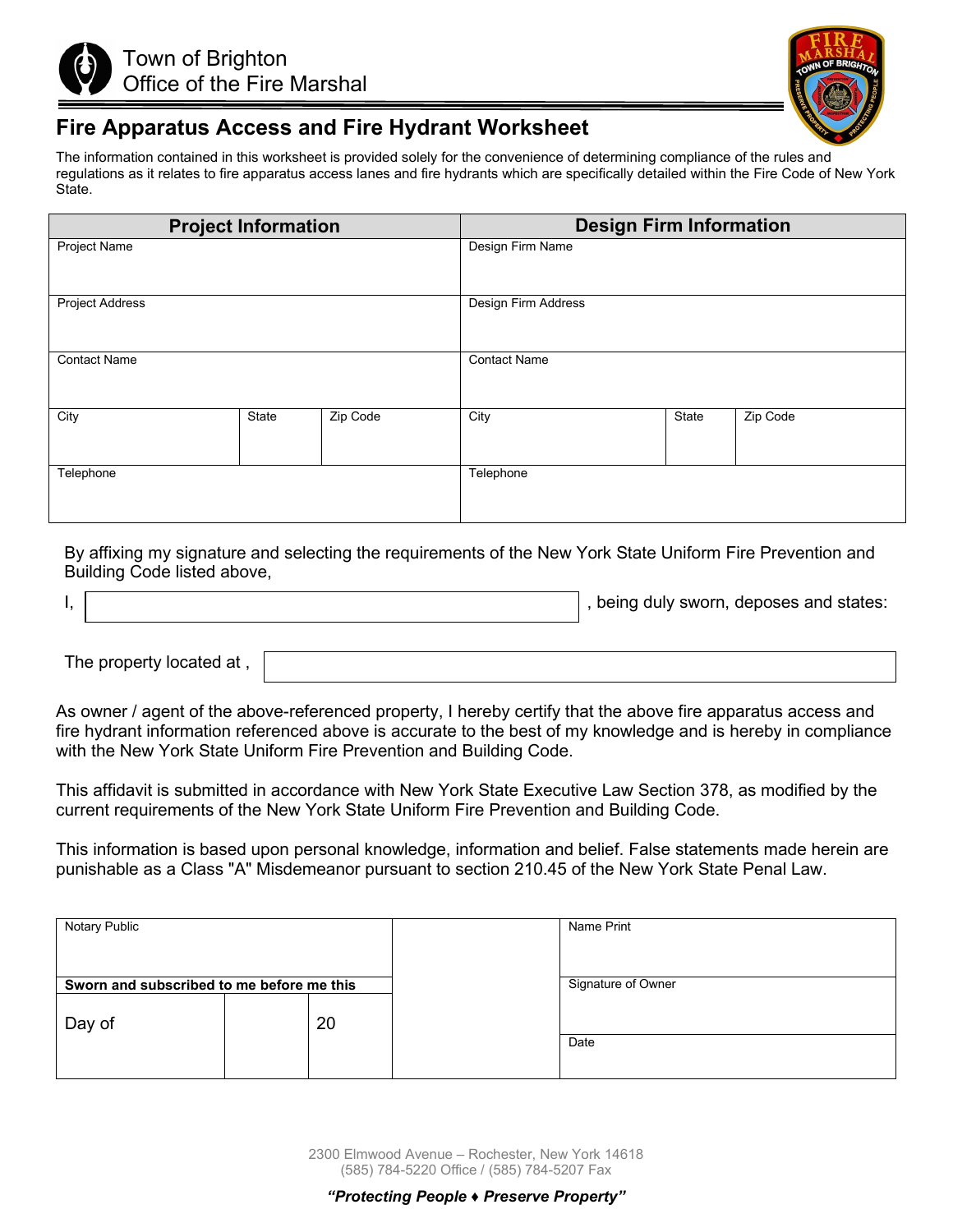Town of Brighton
Office of the Fire Marshal

# Fire Apparatus Access and Fire Hydrant Worksheet

The information contained in this worksheet is provided solely for the convenience of determining compliance of the rules and regulations as it relates to fire apparatus access lanes and fire hydrants which are specifically detailed within the Fire Code of New York State.

| Project Information | | | Design Firm Information | | |
|---|---|---|---|---|---|
| Project Name | | | Design Firm Name | | |
| Project Address | | | Design Firm Address | | |
| Contact Name | | | Contact Name | | |
| City | State | Zip Code | City | State | Zip Code |
| Telephone | | | Telephone | | |

By affixing my signature and selecting the requirements of the New York State Uniform Fire Prevention and Building Code listed above,

I, ______________________, being duly sworn, deposes and states:

The property located at , ______________________

As owner / agent of the above-referenced property, I hereby certify that the above fire apparatus access and fire hydrant information referenced above is accurate to the best of my knowledge and is hereby in compliance with the New York State Uniform Fire Prevention and Building Code.

This affidavit is submitted in accordance with New York State Executive Law Section 378, as modified by the current requirements of the New York State Uniform Fire Prevention and Building Code.

This information is based upon personal knowledge, information and belief. False statements made herein are punishable as a Class "A" Misdemeanor pursuant to section 210.45 of the New York State Penal Law.

| Notary Public | | | | Name Print |
|---|---|---|---|---|
| **Sworn and subscribed to me before me this** | | | | Signature of Owner |
| Day of | | 20 | | Date |

2300 Elmwood Avenue – Rochester, New York 14618
(585) 784-5220 Office / (585) 784-5207 Fax

***"Protecting People ♦ Preserve Property"***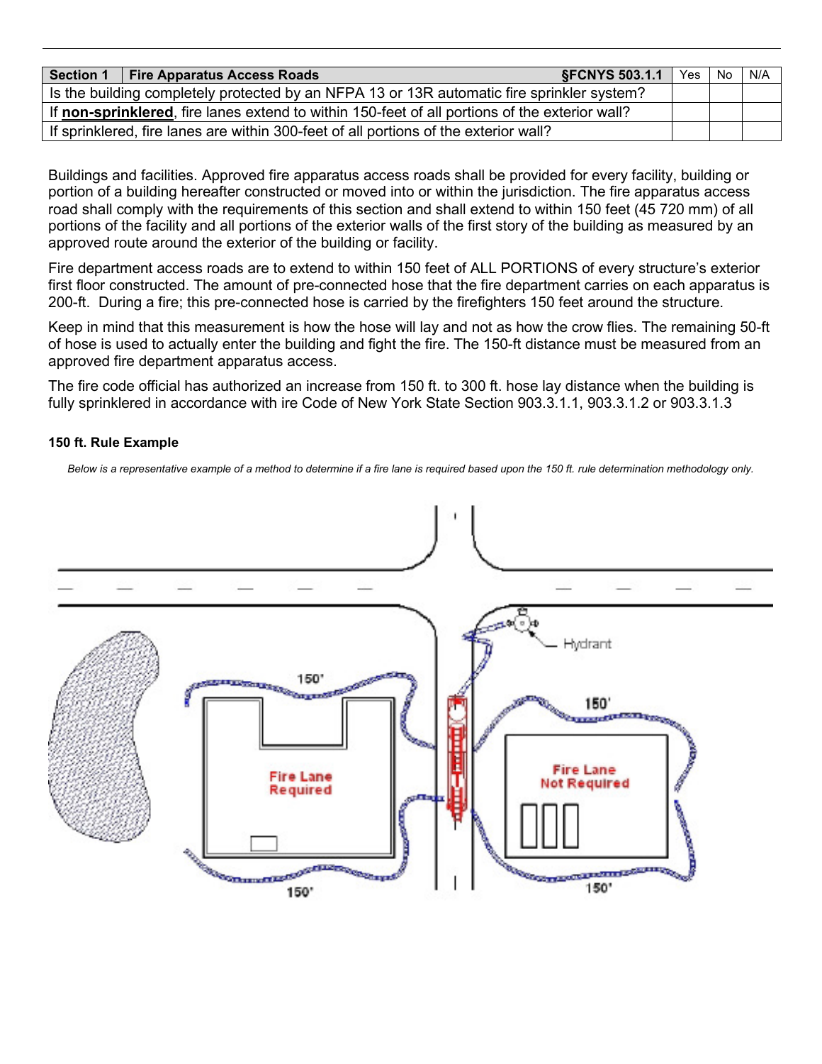| Section 1 | Fire Apparatus Access Roads §FCNYS 503.1.1 | Yes | No | N/A |
|---|---|---|---|---|
| Is the building completely protected by an NFPA 13 or 13R automatic fire sprinkler system? | | | | |
| If **non-sprinklered**, fire lanes extend to within 150-feet of all portions of the exterior wall? | | | | |
| If sprinklered, fire lanes are within 300-feet of all portions of the exterior wall? | | | | |

Buildings and facilities. Approved fire apparatus access roads shall be provided for every facility, building or portion of a building hereafter constructed or moved into or within the jurisdiction. The fire apparatus access road shall comply with the requirements of this section and shall extend to within 150 feet (45 720 mm) of all portions of the facility and all portions of the exterior walls of the first story of the building as measured by an approved route around the exterior of the building or facility.

Fire department access roads are to extend to within 150 feet of ALL PORTIONS of every structure's exterior first floor constructed. The amount of pre-connected hose that the fire department carries on each apparatus is 200-ft. During a fire; this pre-connected hose is carried by the firefighters 150 feet around the structure.

Keep in mind that this measurement is how the hose will lay and not as how the crow flies. The remaining 50-ft of hose is used to actually enter the building and fight the fire. The 150-ft distance must be measured from an approved fire department apparatus access.

The fire code official has authorized an increase from 150 ft. to 300 ft. hose lay distance when the building is fully sprinklered in accordance with ire Code of New York State Section 903.3.1.1, 903.3.1.2 or 903.3.1.3

**150 ft. Rule Example**

*Below is a representative example of a method to determine if a fire lane is required based upon the 150 ft. rule determination methodology only.*

Hydrant

150'

150'

Fire Lane Required

Fire Lane Not Required

150'

150'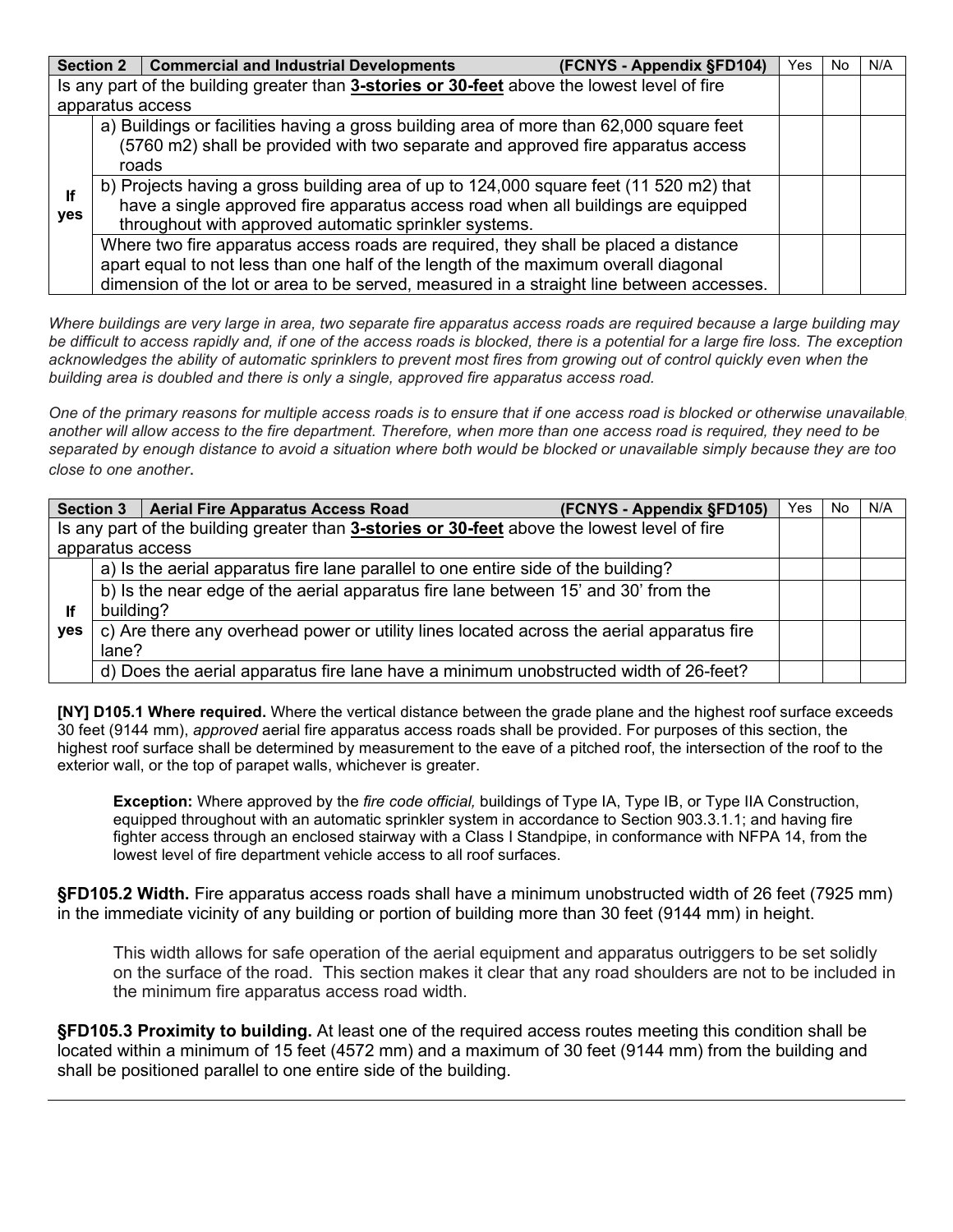| **Section 2** | **Commercial and Industrial Developments (FCNYS - Appendix §FD104)** | Yes | No | N/A |
|---|---|---|---|---|
| Is any part of the building greater than **3-stories or 30-feet** above the lowest level of fire apparatus access | | | | |
| **If yes** | a) Buildings or facilities having a gross building area of more than 62,000 square feet (5760 m2) shall be provided with two separate and approved fire apparatus access roads | | | |
| | b) Projects having a gross building area of up to 124,000 square feet (11 520 m2) that have a single approved fire apparatus access road when all buildings are equipped throughout with approved automatic sprinkler systems. | | | |
| | Where two fire apparatus access roads are required, they shall be placed a distance apart equal to not less than one half of the length of the maximum overall diagonal dimension of the lot or area to be served, measured in a straight line between accesses. | | | |

*Where buildings are very large in area, two separate fire apparatus access roads are required because a large building may be difficult to access rapidly and, if one of the access roads is blocked, there is a potential for a large fire loss. The exception acknowledges the ability of automatic sprinklers to prevent most fires from growing out of control quickly even when the building area is doubled and there is only a single, approved fire apparatus access road.*

*One of the primary reasons for multiple access roads is to ensure that if one access road is blocked or otherwise unavailable, another will allow access to the fire department. Therefore, when more than one access road is required, they need to be separated by enough distance to avoid a situation where both would be blocked or unavailable simply because they are too close to one another.*

| **Section 3** | **Aerial Fire Apparatus Access Road (FCNYS - Appendix §FD105)** | Yes | No | N/A |
|---|---|---|---|---|
| Is any part of the building greater than **3-stories or 30-feet** above the lowest level of fire apparatus access | | | | |
| **If yes** | a) Is the aerial apparatus fire lane parallel to one entire side of the building? | | | |
| | b) Is the near edge of the aerial apparatus fire lane between 15' and 30' from the building? | | | |
| | c) Are there any overhead power or utility lines located across the aerial apparatus fire lane? | | | |
| | d) Does the aerial apparatus fire lane have a minimum unobstructed width of 26-feet? | | | |

**[NY] D105.1 Where required.** Where the vertical distance between the grade plane and the highest roof surface exceeds 30 feet (9144 mm), *approved* aerial fire apparatus access roads shall be provided. For purposes of this section, the highest roof surface shall be determined by measurement to the eave of a pitched roof, the intersection of the roof to the exterior wall, or the top of parapet walls, whichever is greater.

> **Exception:** Where approved by the *fire code official,* buildings of Type IA, Type IB, or Type IIA Construction, equipped throughout with an automatic sprinkler system in accordance to Section 903.3.1.1; and having fire fighter access through an enclosed stairway with a Class I Standpipe, in conformance with NFPA 14, from the lowest level of fire department vehicle access to all roof surfaces.

**§FD105.2 Width.** Fire apparatus access roads shall have a minimum unobstructed width of 26 feet (7925 mm) in the immediate vicinity of any building or portion of building more than 30 feet (9144 mm) in height.

> This width allows for safe operation of the aerial equipment and apparatus outriggers to be set solidly on the surface of the road. This section makes it clear that any road shoulders are not to be included in the minimum fire apparatus access road width.

**§FD105.3 Proximity to building.** At least one of the required access routes meeting this condition shall be located within a minimum of 15 feet (4572 mm) and a maximum of 30 feet (9144 mm) from the building and shall be positioned parallel to one entire side of the building.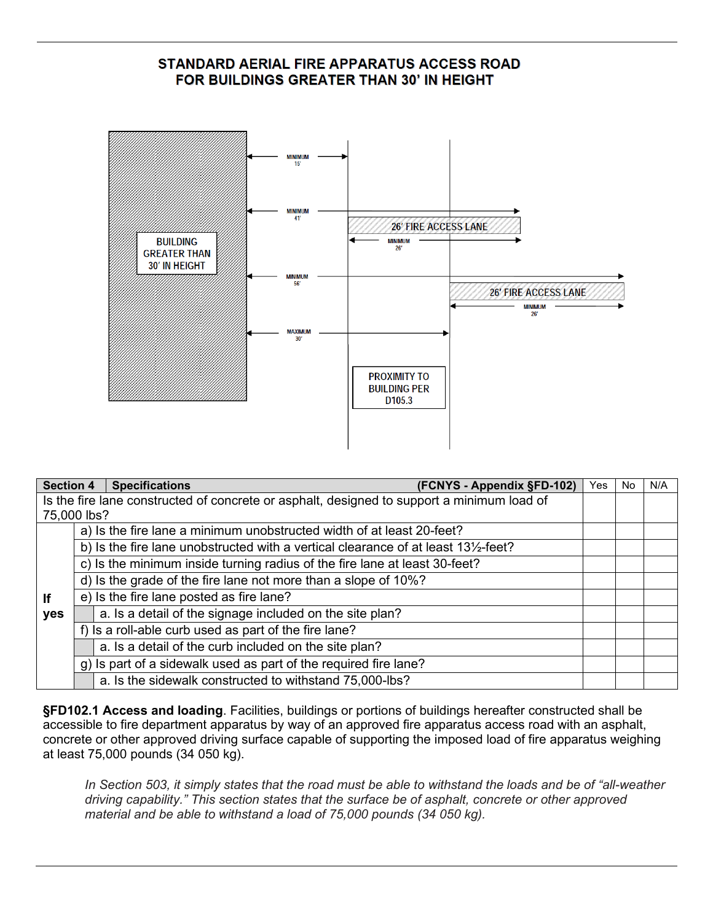## STANDARD AERIAL FIRE APPARATUS ACCESS ROAD FOR BUILDINGS GREATER THAN 30' IN HEIGHT

BUILDING GREATER THAN 30' IN HEIGHT

MINIMUM 15'

MINIMUM 41'

26' FIRE ACCESS LANE

MINIMUM 26'

MINIMUM 56'

26' FIRE ACCESS LANE

MINIMUM 26'

MAXIMUM 30'

PROXIMITY TO BUILDING PER D105.3

| Section 4 | Specifications (FCNYS - Appendix §FD-102) | | Yes | No | N/A |
|---|---|---|---|---|---|
| Is the fire lane constructed of concrete or asphalt, designed to support a minimum load of 75,000 lbs? | | | | | |
| If yes | a) Is the fire lane a minimum unobstructed width of at least 20-feet? | | | | |
| | b) Is the fire lane unobstructed with a vertical clearance of at least 13½-feet? | | | | |
| | c) Is the minimum inside turning radius of the fire lane at least 30-feet? | | | | |
| | d) Is the grade of the fire lane not more than a slope of 10%? | | | | |
| | e) Is the fire lane posted as fire lane? | | | | |
| | | a. Is a detail of the signage included on the site plan? | | | |
| | f) Is a roll-able curb used as part of the fire lane? | | | | |
| | | a. Is a detail of the curb included on the site plan? | | | |
| | g) Is part of a sidewalk used as part of the required fire lane? | | | | |
| | | a. Is the sidewalk constructed to withstand 75,000-lbs? | | | |

**§FD102.1 Access and loading**. Facilities, buildings or portions of buildings hereafter constructed shall be accessible to fire department apparatus by way of an approved fire apparatus access road with an asphalt, concrete or other approved driving surface capable of supporting the imposed load of fire apparatus weighing at least 75,000 pounds (34 050 kg).

> *In Section 503, it simply states that the road must be able to withstand the loads and be of "all-weather driving capability." This section states that the surface be of asphalt, concrete or other approved material and be able to withstand a load of 75,000 pounds (34 050 kg).*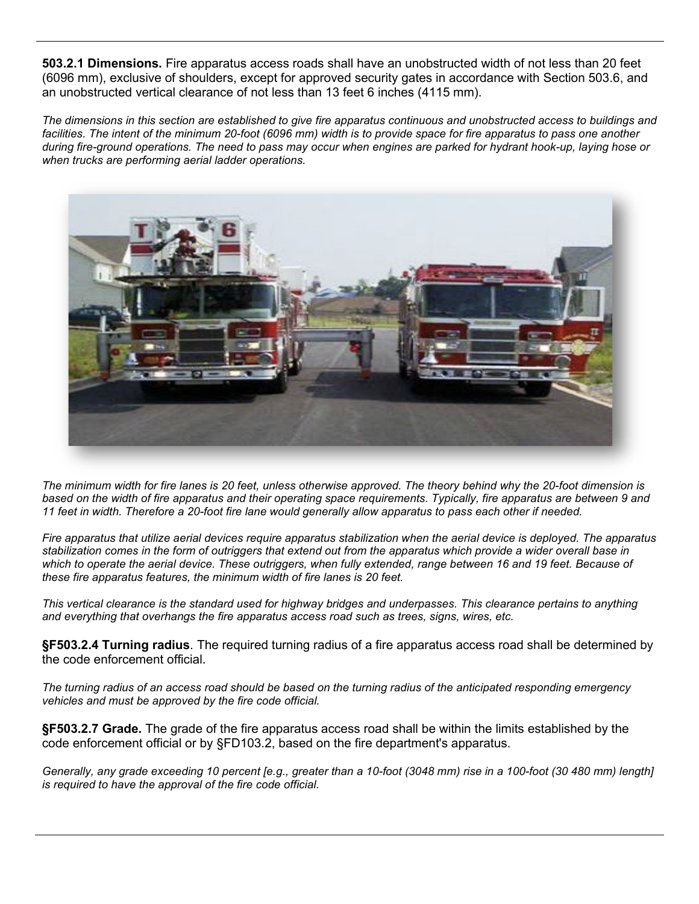**503.2.1 Dimensions.** Fire apparatus access roads shall have an unobstructed width of not less than 20 feet (6096 mm), exclusive of shoulders, except for approved security gates in accordance with Section 503.6, and an unobstructed vertical clearance of not less than 13 feet 6 inches (4115 mm).

*The dimensions in this section are established to give fire apparatus continuous and unobstructed access to buildings and facilities. The intent of the minimum 20-foot (6096 mm) width is to provide space for fire apparatus to pass one another during fire-ground operations. The need to pass may occur when engines are parked for hydrant hook-up, laying hose or when trucks are performing aerial ladder operations.*

*The minimum width for fire lanes is 20 feet, unless otherwise approved. The theory behind why the 20-foot dimension is based on the width of fire apparatus and their operating space requirements. Typically, fire apparatus are between 9 and 11 feet in width. Therefore a 20-foot fire lane would generally allow apparatus to pass each other if needed.*

*Fire apparatus that utilize aerial devices require apparatus stabilization when the aerial device is deployed. The apparatus stabilization comes in the form of outriggers that extend out from the apparatus which provide a wider overall base in which to operate the aerial device. These outriggers, when fully extended, range between 16 and 19 feet. Because of these fire apparatus features, the minimum width of fire lanes is 20 feet.*

*This vertical clearance is the standard used for highway bridges and underpasses. This clearance pertains to anything and everything that overhangs the fire apparatus access road such as trees, signs, wires, etc.*

**§F503.2.4 Turning radius**. The required turning radius of a fire apparatus access road shall be determined by the code enforcement official.

*The turning radius of an access road should be based on the turning radius of the anticipated responding emergency vehicles and must be approved by the fire code official.*

**§F503.2.7 Grade.** The grade of the fire apparatus access road shall be within the limits established by the code enforcement official or by §FD103.2, based on the fire department's apparatus.

*Generally, any grade exceeding 10 percent [e.g., greater than a 10-foot (3048 mm) rise in a 100-foot (30 480 mm) length] is required to have the approval of the fire code official.*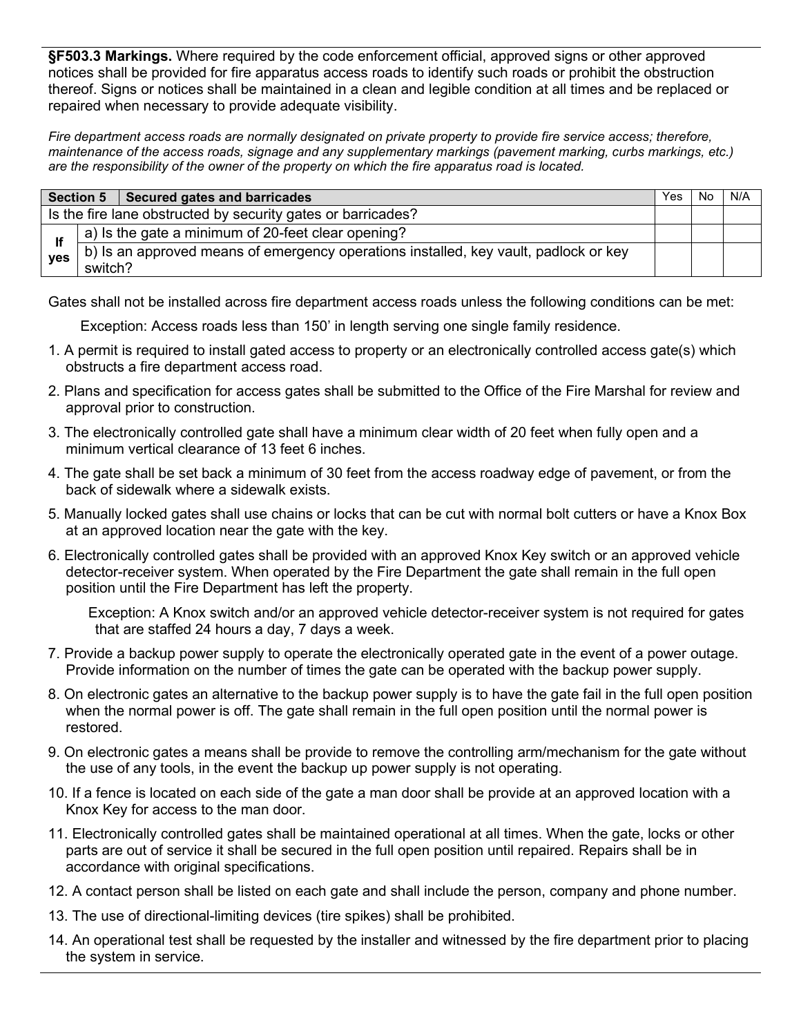**§F503.3 Markings.** Where required by the code enforcement official, approved signs or other approved notices shall be provided for fire apparatus access roads to identify such roads or prohibit the obstruction thereof. Signs or notices shall be maintained in a clean and legible condition at all times and be replaced or repaired when necessary to provide adequate visibility.

*Fire department access roads are normally designated on private property to provide fire service access; therefore, maintenance of the access roads, signage and any supplementary markings (pavement marking, curbs markings, etc.) are the responsibility of the owner of the property on which the fire apparatus road is located.*

| **Section 5** | **Secured gates and barricades** | Yes | No | N/A |
|---|---|---|---|---|
| Is the fire lane obstructed by security gates or barricades? | | | | |
| **If yes** | a) Is the gate a minimum of 20-feet clear opening? | | | |
| | b) Is an approved means of emergency operations installed, key vault, padlock or key switch? | | | |

Gates shall not be installed across fire department access roads unless the following conditions can be met:

Exception: Access roads less than 150' in length serving one single family residence.

1. A permit is required to install gated access to property or an electronically controlled access gate(s) which obstructs a fire department access road.
2. Plans and specification for access gates shall be submitted to the Office of the Fire Marshal for review and approval prior to construction.
3. The electronically controlled gate shall have a minimum clear width of 20 feet when fully open and a minimum vertical clearance of 13 feet 6 inches.
4. The gate shall be set back a minimum of 30 feet from the access roadway edge of pavement, or from the back of sidewalk where a sidewalk exists.
5. Manually locked gates shall use chains or locks that can be cut with normal bolt cutters or have a Knox Box at an approved location near the gate with the key.
6. Electronically controlled gates shall be provided with an approved Knox Key switch or an approved vehicle detector-receiver system. When operated by the Fire Department the gate shall remain in the full open position until the Fire Department has left the property.

   Exception: A Knox switch and/or an approved vehicle detector-receiver system is not required for gates that are staffed 24 hours a day, 7 days a week.
7. Provide a backup power supply to operate the electronically operated gate in the event of a power outage. Provide information on the number of times the gate can be operated with the backup power supply.
8. On electronic gates an alternative to the backup power supply is to have the gate fail in the full open position when the normal power is off. The gate shall remain in the full open position until the normal power is restored.
9. On electronic gates a means shall be provide to remove the controlling arm/mechanism for the gate without the use of any tools, in the event the backup up power supply is not operating.
10. If a fence is located on each side of the gate a man door shall be provide at an approved location with a Knox Key for access to the man door.
11. Electronically controlled gates shall be maintained operational at all times. When the gate, locks or other parts are out of service it shall be secured in the full open position until repaired. Repairs shall be in accordance with original specifications.
12. A contact person shall be listed on each gate and shall include the person, company and phone number.
13. The use of directional-limiting devices (tire spikes) shall be prohibited.
14. An operational test shall be requested by the installer and witnessed by the fire department prior to placing the system in service.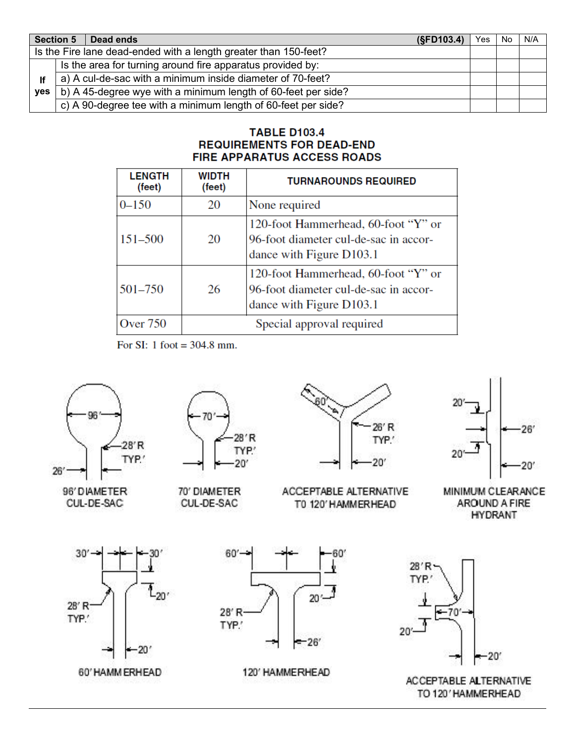| Section 5 | Dead ends (§FD103.4) | Yes | No | N/A |
|---|---|---|---|---|
| Is the Fire lane dead-ended with a length greater than 150-feet? | | | | |
| If yes | Is the area for turning around fire apparatus provided by: | | | |
| | a) A cul-de-sac with a minimum inside diameter of 70-feet? | | | |
| | b) A 45-degree wye with a minimum length of 60-feet per side? | | | |
| | c) A 90-degree tee with a minimum length of 60-feet per side? | | | |

**TABLE D103.4**
**REQUIREMENTS FOR DEAD-END FIRE APPARATUS ACCESS ROADS**

| LENGTH (feet) | WIDTH (feet) | TURNAROUNDS REQUIRED |
|---|---|---|
| 0–150 | 20 | None required |
| 151–500 | 20 | 120-foot Hammerhead, 60-foot "Y" or 96-foot diameter cul-de-sac in accordance with Figure D103.1 |
| 501–750 | 26 | 120-foot Hammerhead, 60-foot "Y" or 96-foot diameter cul-de-sac in accordance with Figure D103.1 |
| Over 750 | Special approval required | |

For SI: 1 foot = 304.8 mm.

96′ DIAMETER CUL-DE-SAC

70′ DIAMETER CUL-DE-SAC

ACCEPTABLE ALTERNATIVE TO 120′ HAMMERHEAD

MINIMUM CLEARANCE AROUND A FIRE HYDRANT

60′ HAMMERHEAD

120′ HAMMERHEAD

ACCEPTABLE ALTERNATIVE TO 120′ HAMMERHEAD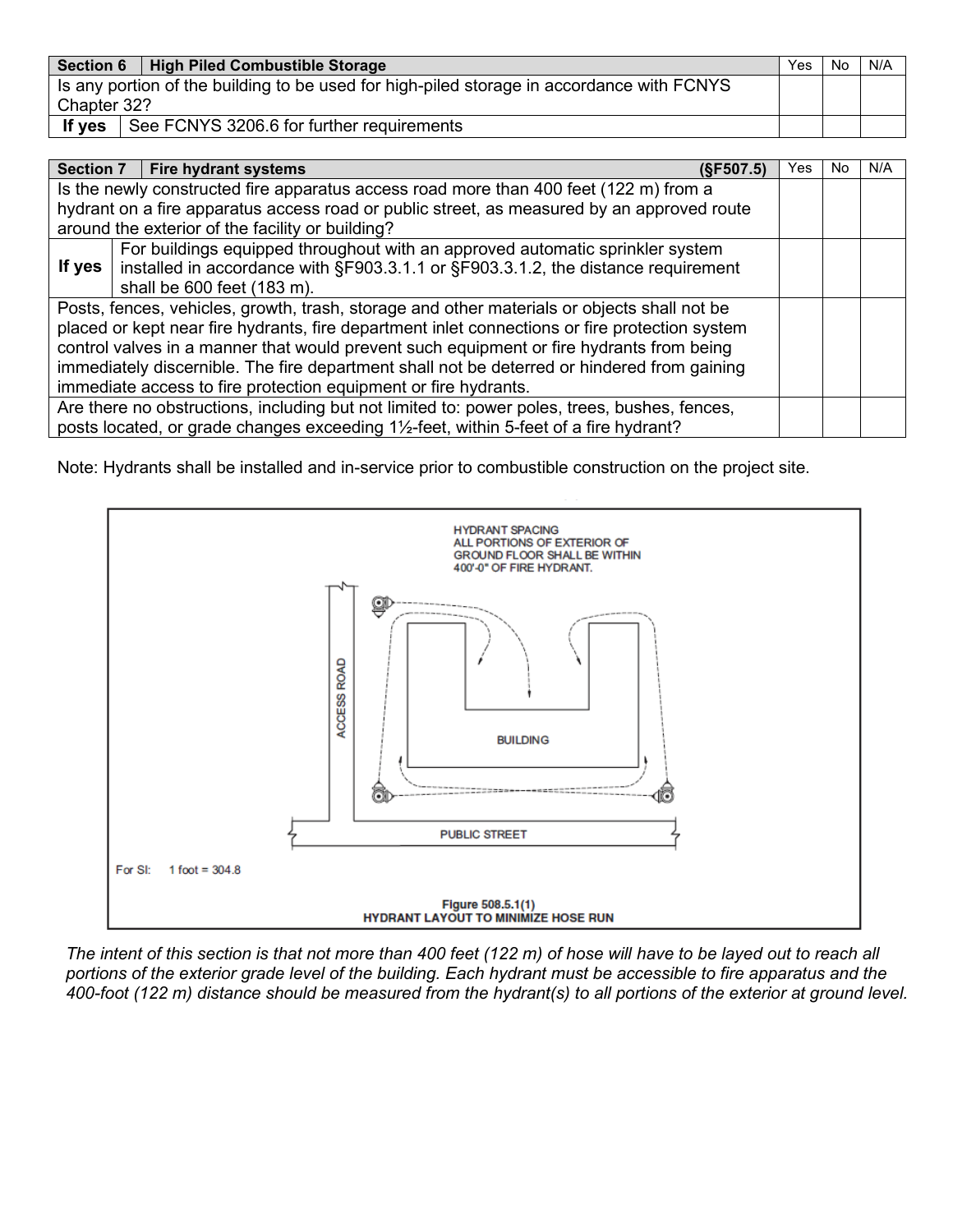| Section 6 | High Piled Combustible Storage | Yes | No | N/A |
|---|---|---|---|---|
| Is any portion of the building to be used for high-piled storage in accordance with FCNYS Chapter 32? | | | | |
| **If yes** | See FCNYS 3206.6 for further requirements | | | |

| Section 7 | Fire hydrant systems (§F507.5) | Yes | No | N/A |
|---|---|---|---|---|
| Is the newly constructed fire apparatus access road more than 400 feet (122 m) from a hydrant on a fire apparatus access road or public street, as measured by an approved route around the exterior of the facility or building? | | | | |
| **If yes** | For buildings equipped throughout with an approved automatic sprinkler system installed in accordance with §F903.3.1.1 or §F903.3.1.2, the distance requirement shall be 600 feet (183 m). | | | |
| Posts, fences, vehicles, growth, trash, storage and other materials or objects shall not be placed or kept near fire hydrants, fire department inlet connections or fire protection system control valves in a manner that would prevent such equipment or fire hydrants from being immediately discernible. The fire department shall not be deterred or hindered from gaining immediate access to fire protection equipment or fire hydrants. | | | | |
| Are there no obstructions, including but not limited to: power poles, trees, bushes, fences, posts located, or grade changes exceeding 1½-feet, within 5-feet of a fire hydrant? | | | | |

Note: Hydrants shall be installed and in-service prior to combustible construction on the project site.

HYDRANT SPACING
ALL PORTIONS OF EXTERIOR OF
GROUND FLOOR SHALL BE WITHIN
400'-0" OF FIRE HYDRANT.

ACCESS ROAD

BUILDING

PUBLIC STREET

For SI: 1 foot = 304.8

**Figure 508.5.1(1)**
**HYDRANT LAYOUT TO MINIMIZE HOSE RUN**

*The intent of this section is that not more than 400 feet (122 m) of hose will have to be layed out to reach all portions of the exterior grade level of the building. Each hydrant must be accessible to fire apparatus and the 400-foot (122 m) distance should be measured from the hydrant(s) to all portions of the exterior at ground level.*